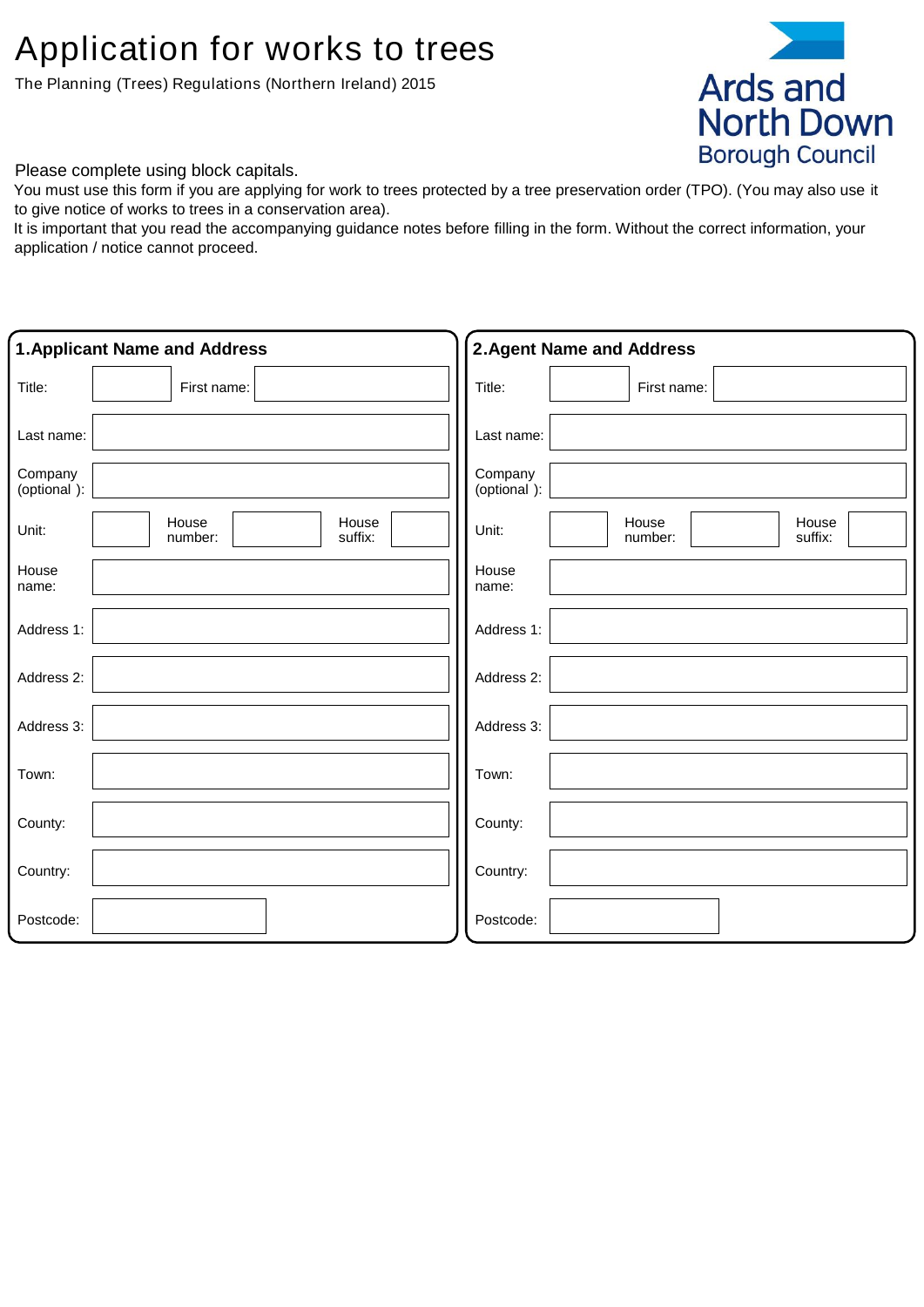# Application for works to trees

The Planning (Trees) Regulations (Northern Ireland) 2015

Ards and North Down Borough Council

Please complete using block capitals.

You must use this form if you are applying for work to trees protected by a tree preservation order (TPO). (You may also use it to give notice of works to trees in a conservation area).

It is important that you read the accompanying guidance notes before filling in the form. Without the correct information, your application / notice cannot proceed.

## 1. Applicant Name and Address

| | | | | | |
|---|---|---|---|---|---|
| Title: | | First name: | | | |
| Last name: | | | | | |
| Company (optional ): | | | | | |
| Unit: | | House number: | | House suffix: | |
| House name: | | | | | |
| Address 1: | | | | | |
| Address 2: | | | | | |
| Address 3: | | | | | |
| Town: | | | | | |
| County: | | | | | |
| Country: | | | | | |
| Postcode: | | | | | |

## 2. Agent Name and Address

| | | | | | |
|---|---|---|---|---|---|
| Title: | | First name: | | | |
| Last name: | | | | | |
| Company (optional ): | | | | | |
| Unit: | | House number: | | House suffix: | |
| House name: | | | | | |
| Address 1: | | | | | |
| Address 2: | | | | | |
| Address 3: | | | | | |
| Town: | | | | | |
| County: | | | | | |
| Country: | | | | | |
| Postcode: | | | | | |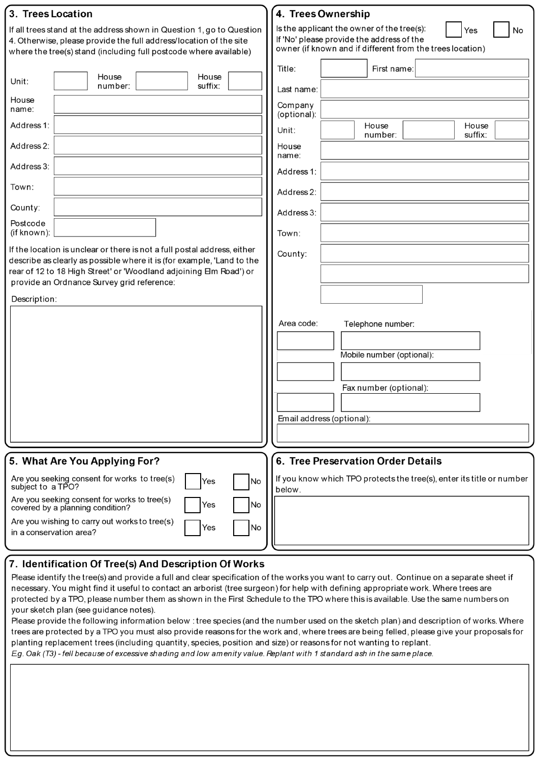## 3. Trees Location

If all trees stand at the address shown in Question 1, go to Question 4. Otherwise, please provide the full address/location of the site where the tree(s) stand (including full postcode where available)

Unit: ______ House number: ______ House suffix: ______

House name: ______

Address 1: ______

Address 2: ______

Address 3: ______

Town: ______

County: ______

Postcode (if known): ______

If the location is unclear or there is not a full postal address, either describe as clearly as possible where it is (for example, 'Land to the rear of 12 to 18 High Street' or 'Woodland adjoining Elm Road') or provide an Ordnance Survey grid reference:

Description:

## 4. Trees Ownership

Is the applicant the owner of the tree(s): ☐ Yes ☐ No

If 'No' please provide the address of the owner (if known and if different from the trees location)

Title: ______ First name: ______

Last name: ______

Company (optional): ______

Unit: ______ House number: ______ House suffix: ______

House name: ______

Address 1: ______

Address 2: ______

Address 3: ______

Town: ______

County: ______

Area code: ______ Telephone number: ______

Mobile number (optional): ______

Fax number (optional): ______

Email address (optional): ______

## 5. What Are You Applying For?

Are you seeking consent for works to tree(s) subject to a TPO? ☐ Yes ☐ No

Are you seeking consent for works to tree(s) covered by a planning condition? ☐ Yes ☐ No

Are you wishing to carry out works to tree(s) in a conservation area? ☐ Yes ☐ No

## 6. Tree Preservation Order Details

If you know which TPO protects the tree(s), enter its title or number below.

## 7. Identification Of Tree(s) And Description Of Works

Please identify the tree(s) and provide a full and clear specification of the works you want to carry out. Continue on a separate sheet if necessary. You might find it useful to contact an arborist (tree surgeon) for help with defining appropriate work. Where trees are protected by a TPO, please number them as shown in the First Schedule to the TPO where this is available. Use the same numbers on your sketch plan (see guidance notes).

Please provide the following information below : tree species (and the number used on the sketch plan) and description of works. Where trees are protected by a TPO you must also provide reasons for the work and, where trees are being felled, please give your proposals for planting replacement trees (including quantity, species, position and size) or reasons for not wanting to replant.

*Eg. Oak (T3) - fell because of excessive shading and low amenity value. Replant with 1 standard ash in the same place.*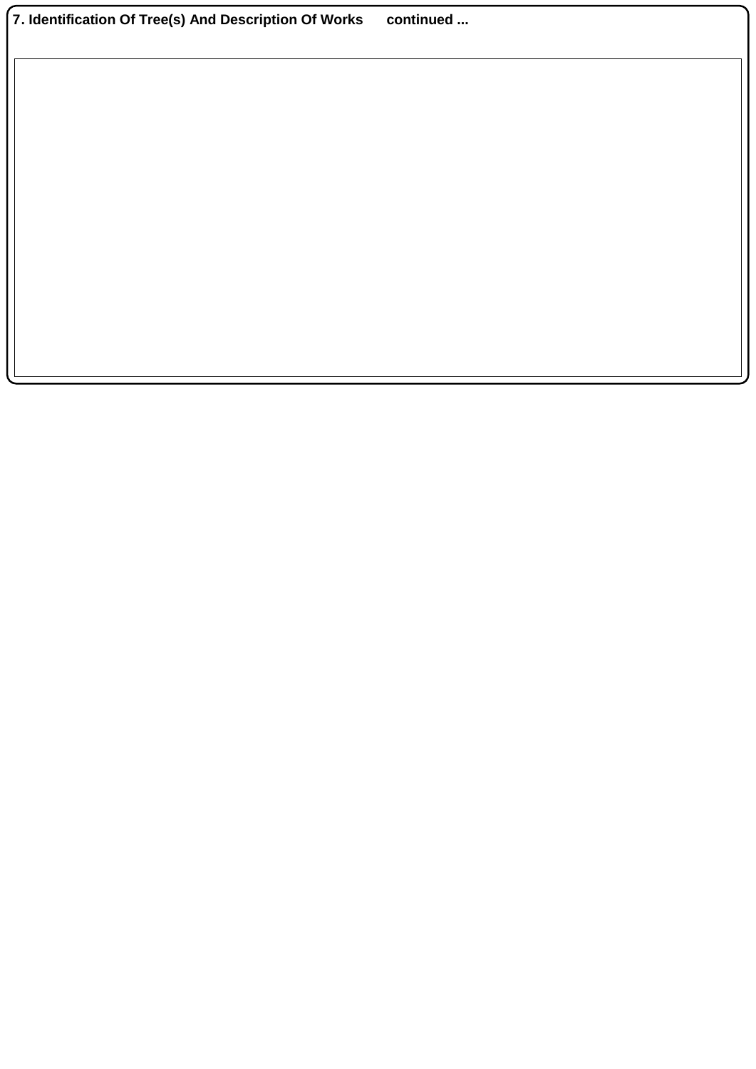## 7. Identification Of Tree(s) And Description Of Works continued ...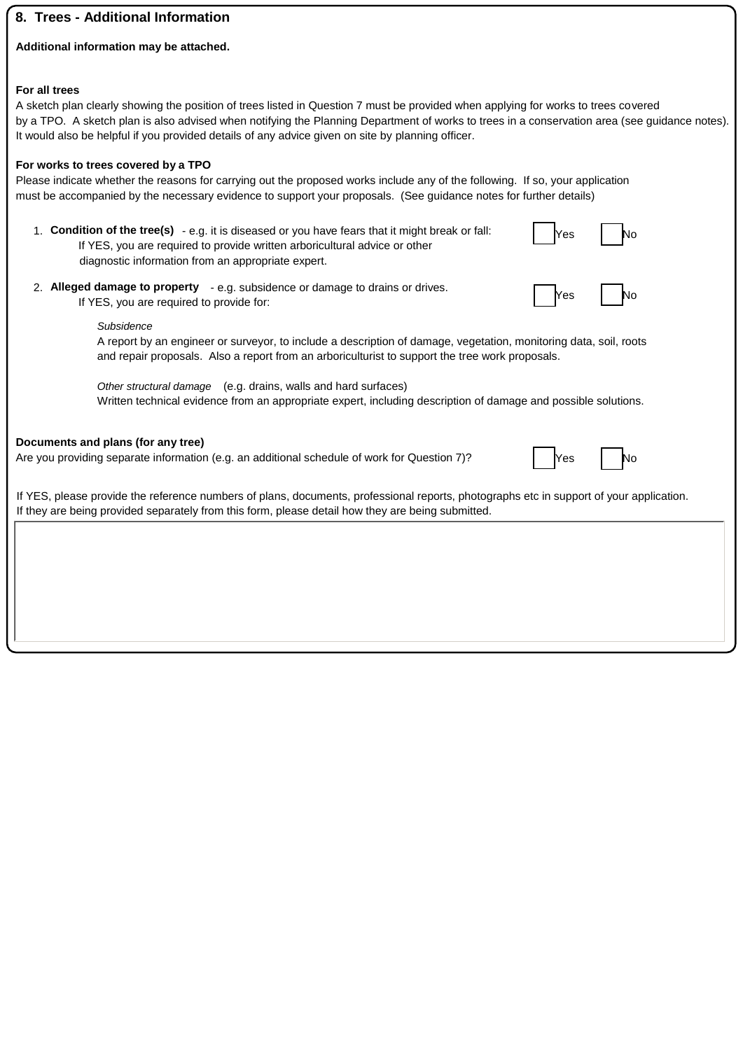## 8. Trees - Additional Information

**Additional information may be attached.**

**For all trees**

A sketch plan clearly showing the position of trees listed in Question 7 must be provided when applying for works to trees covered by a TPO. A sketch plan is also advised when notifying the Planning Department of works to trees in a conservation area (see guidance notes). It would also be helpful if you provided details of any advice given on site by planning officer.

**For works to trees covered by a TPO**

Please indicate whether the reasons for carrying out the proposed works include any of the following. If so, your application must be accompanied by the necessary evidence to support your proposals. (See guidance notes for further details)

1. **Condition of the tree(s)** - e.g. it is diseased or you have fears that it might break or fall: ☐ Yes ☐ No
   If YES, you are required to provide written arboricultural advice or other diagnostic information from an appropriate expert.

2. **Alleged damage to property** - e.g. subsidence or damage to drains or drives. ☐ Yes ☐ No
   If YES, you are required to provide for:

   *Subsidence*
   A report by an engineer or surveyor, to include a description of damage, vegetation, monitoring data, soil, roots and repair proposals. Also a report from an arboriculturist to support the tree work proposals.

   *Other structural damage* (e.g. drains, walls and hard surfaces)
   Written technical evidence from an appropriate expert, including description of damage and possible solutions.

**Documents and plans (for any tree)**

Are you providing separate information (e.g. an additional schedule of work for Question 7)? ☐ Yes ☐ No

If YES, please provide the reference numbers of plans, documents, professional reports, photographs etc in support of your application. If they are being provided separately from this form, please detail how they are being submitted.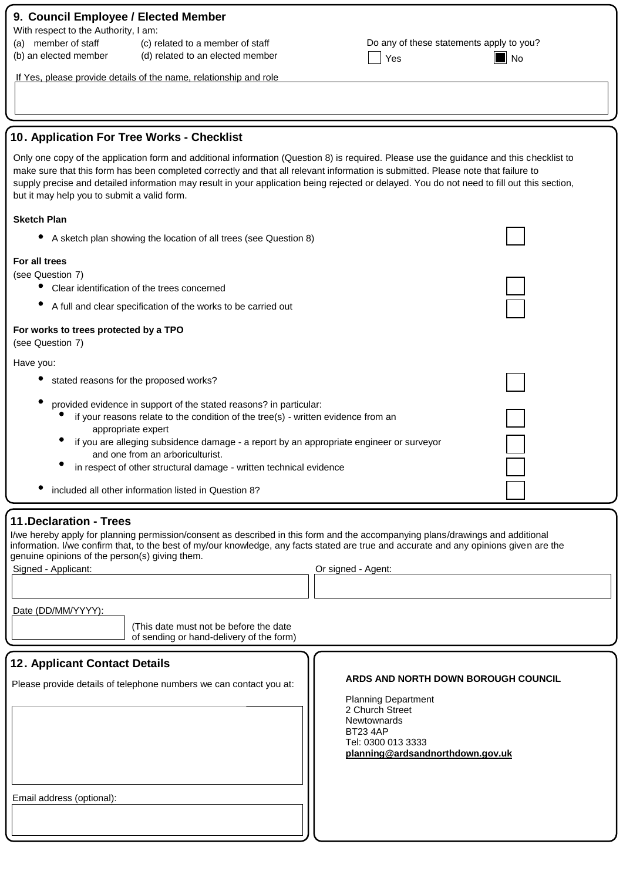## 9. Council Employee / Elected Member

With respect to the Authority, I am:

(a) member of staff
(b) an elected member
(c) related to a member of staff
(d) related to an elected member

Do any of these statements apply to you?

☐ Yes ☒ No

If Yes, please provide details of the name, relationship and role

## 10. Application For Tree Works - Checklist

Only one copy of the application form and additional information (Question 8) is required. Please use the guidance and this checklist to make sure that this form has been completed correctly and that all relevant information is submitted. Please note that failure to supply precise and detailed information may result in your application being rejected or delayed. You do not need to fill out this section, but it may help you to submit a valid form.

**Sketch Plan**

- A sketch plan showing the location of all trees (see Question 8) ☐

**For all trees**
(see Question 7)

- Clear identification of the trees concerned ☐
- A full and clear specification of the works to be carried out ☐

**For works to trees protected by a TPO**
(see Question 7)

Have you:

- stated reasons for the proposed works? ☐
- provided evidence in support of the stated reasons? in particular:
  - if your reasons relate to the condition of the tree(s) - written evidence from an appropriate expert ☐
  - if you are alleging subsidence damage - a report by an appropriate engineer or surveyor and one from an arboriculturist. ☐
  - in respect of other structural damage - written technical evidence ☐
- included all other information listed in Question 8? ☐

## 11. Declaration - Trees

I/we hereby apply for planning permission/consent as described in this form and the accompanying plans/drawings and additional information. I/we confirm that, to the best of my/our knowledge, any facts stated are true and accurate and any opinions given are the genuine opinions of the person(s) giving them.

Signed - Applicant:

Or signed - Agent:

Date (DD/MM/YYYY):

(This date must not be before the date of sending or hand-delivery of the form)

## 12. Applicant Contact Details

Please provide details of telephone numbers we can contact you at:

Email address (optional):

**ARDS AND NORTH DOWN BOROUGH COUNCIL**

Planning Department
2 Church Street
Newtownards
BT23 4AP
Tel: 0300 013 3333
**planning@ardsandnorthdown.gov.uk**